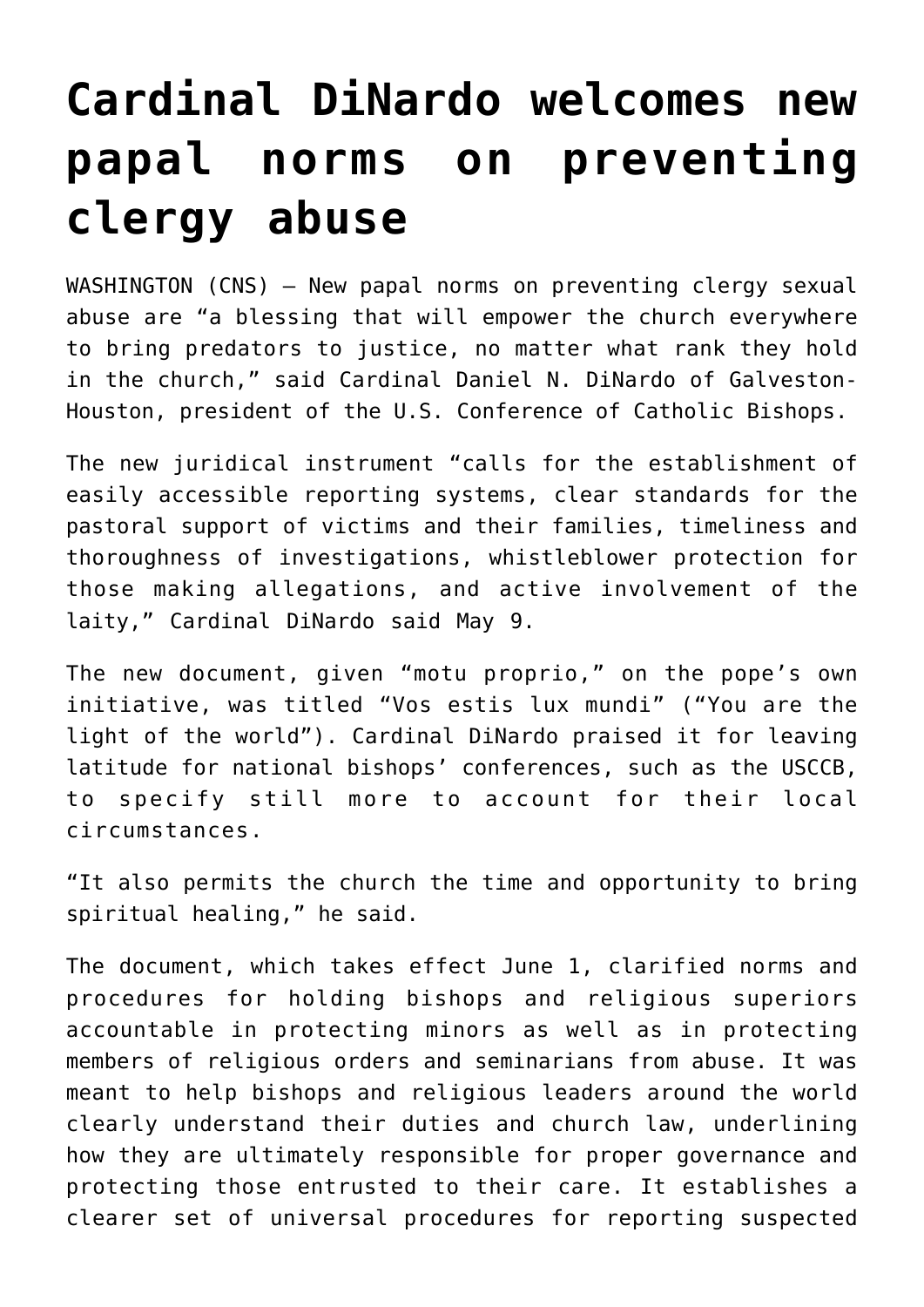# Cardinal DiNardo welcomes new papal norms on preventing clergy abuse

WASHINGTON (CNS) — New papal norms on preventing clergy sexual abuse are "a blessing that will empower the church everywhere to bring predators to justice, no matter what rank they hold in the church," said Cardinal Daniel N. DiNardo of Galveston-Houston, president of the U.S. Conference of Catholic Bishops.

The new juridical instrument "calls for the establishment of easily accessible reporting systems, clear standards for the pastoral support of victims and their families, timeliness and thoroughness of investigations, whistleblower protection for those making allegations, and active involvement of the laity," Cardinal DiNardo said May 9.

The new document, given "motu proprio," on the pope's own initiative, was titled "Vos estis lux mundi" ("You are the light of the world"). Cardinal DiNardo praised it for leaving latitude for national bishops' conferences, such as the USCCB, to specify still more to account for their local circumstances.

"It also permits the church the time and opportunity to bring spiritual healing," he said.

The document, which takes effect June 1, clarified norms and procedures for holding bishops and religious superiors accountable in protecting minors as well as in protecting members of religious orders and seminarians from abuse. It was meant to help bishops and religious leaders around the world clearly understand their duties and church law, underlining how they are ultimately responsible for proper governance and protecting those entrusted to their care. It establishes a clearer set of universal procedures for reporting suspected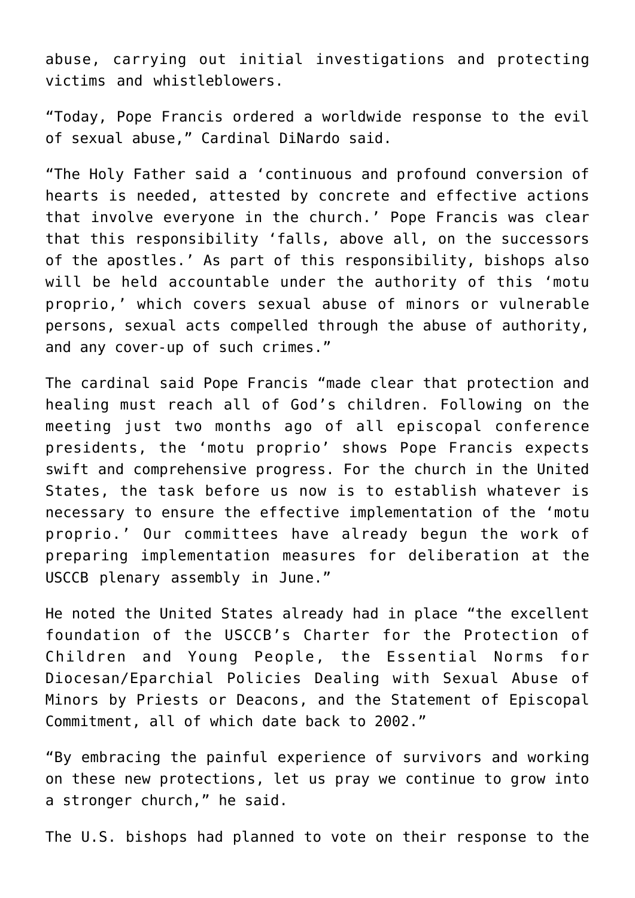abuse, carrying out initial investigations and protecting victims and whistleblowers.

"Today, Pope Francis ordered a worldwide response to the evil of sexual abuse," Cardinal DiNardo said.

"The Holy Father said a 'continuous and profound conversion of hearts is needed, attested by concrete and effective actions that involve everyone in the church.' Pope Francis was clear that this responsibility 'falls, above all, on the successors of the apostles.' As part of this responsibility, bishops also will be held accountable under the authority of this 'motu proprio,' which covers sexual abuse of minors or vulnerable persons, sexual acts compelled through the abuse of authority, and any cover-up of such crimes."

The cardinal said Pope Francis "made clear that protection and healing must reach all of God's children. Following on the meeting just two months ago of all episcopal conference presidents, the 'motu proprio' shows Pope Francis expects swift and comprehensive progress. For the church in the United States, the task before us now is to establish whatever is necessary to ensure the effective implementation of the 'motu proprio.' Our committees have already begun the work of preparing implementation measures for deliberation at the USCCB plenary assembly in June."

He noted the United States already had in place "the excellent foundation of the USCCB's Charter for the Protection of Children and Young People, the Essential Norms for Diocesan/Eparchial Policies Dealing with Sexual Abuse of Minors by Priests or Deacons, and the Statement of Episcopal Commitment, all of which date back to 2002."

"By embracing the painful experience of survivors and working on these new protections, let us pray we continue to grow into a stronger church," he said.

The U.S. bishops had planned to vote on their response to the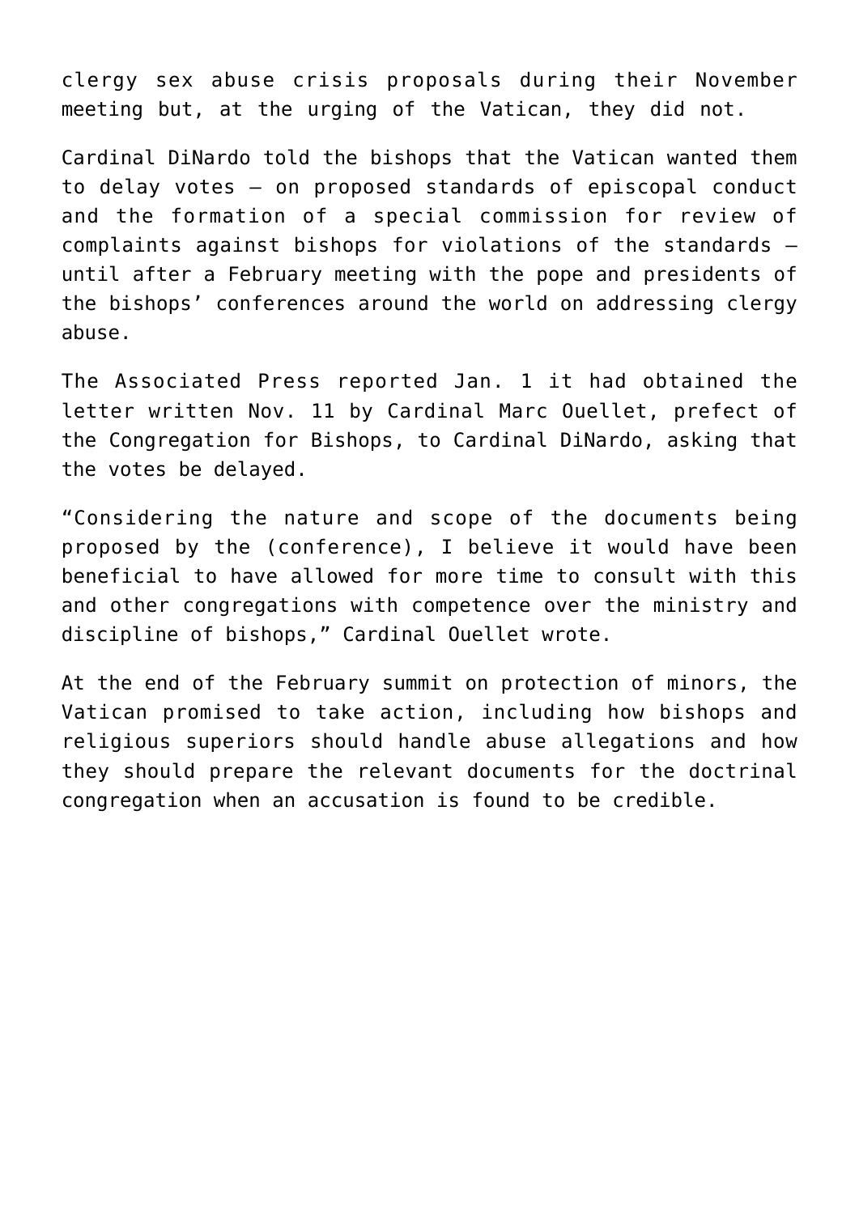clergy sex abuse crisis proposals during their November meeting but, at the urging of the Vatican, they did not.

Cardinal DiNardo told the bishops that the Vatican wanted them to delay votes — on proposed standards of episcopal conduct and the formation of a special commission for review of complaints against bishops for violations of the standards — until after a February meeting with the pope and presidents of the bishops' conferences around the world on addressing clergy abuse.

The Associated Press reported Jan. 1 it had obtained the letter written Nov. 11 by Cardinal Marc Ouellet, prefect of the Congregation for Bishops, to Cardinal DiNardo, asking that the votes be delayed.

"Considering the nature and scope of the documents being proposed by the (conference), I believe it would have been beneficial to have allowed for more time to consult with this and other congregations with competence over the ministry and discipline of bishops," Cardinal Ouellet wrote.

At the end of the February summit on protection of minors, the Vatican promised to take action, including how bishops and religious superiors should handle abuse allegations and how they should prepare the relevant documents for the doctrinal congregation when an accusation is found to be credible.